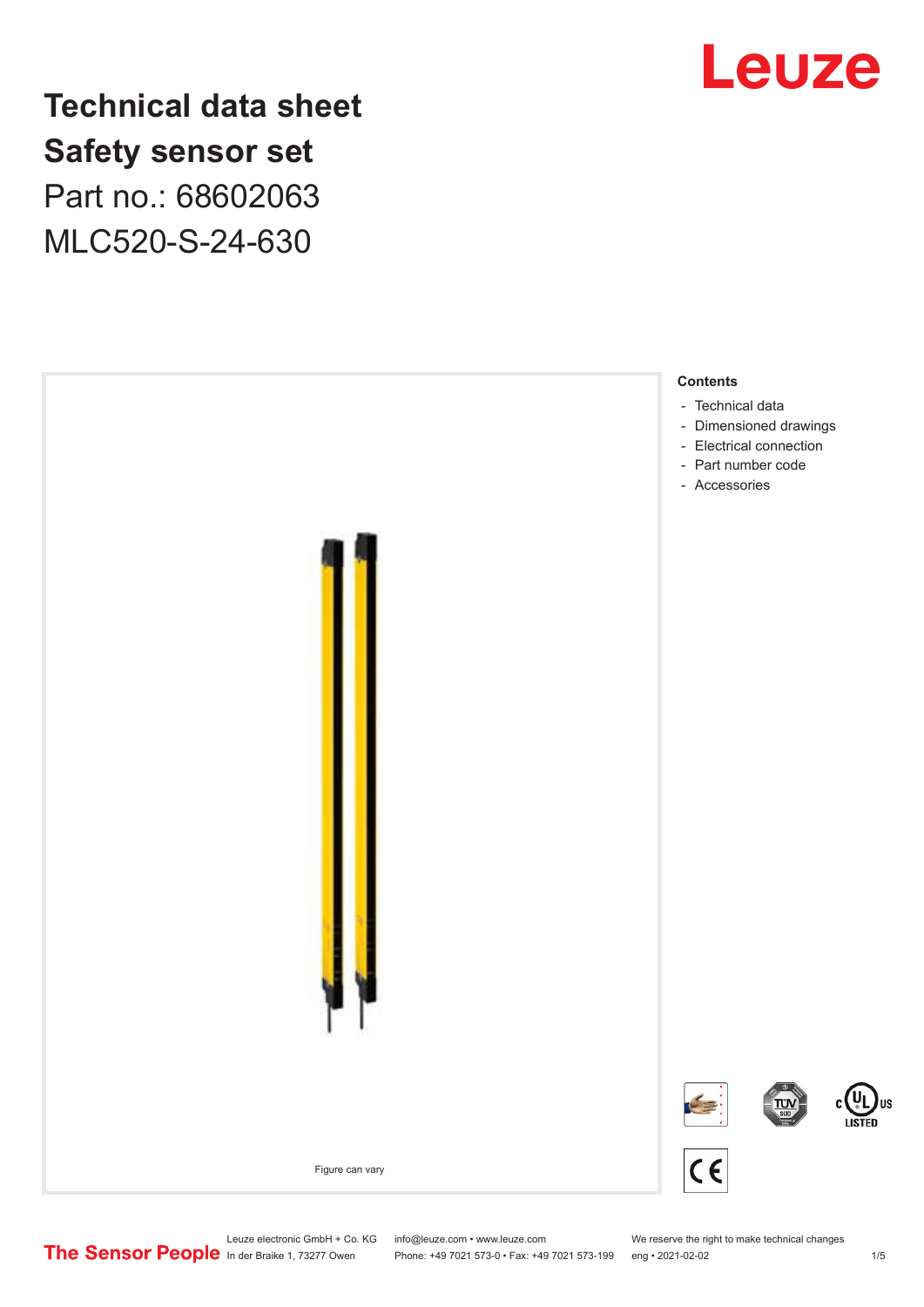# Technical data sheet
# Safety sensor set

Part no.: 68602063

MLC520-S-24-630

Figure can vary

**Contents**

- Technical data
- Dimensioned drawings
- Electrical connection
- Part number code
- Accessories

Leuze electronic GmbH + Co. KG
In der Braike 1, 73277 Owen

info@leuze.com • www.leuze.com
Phone: +49 7021 573-0 • Fax: +49 7021 573-199

We reserve the right to make technical changes
eng • 2021-02-02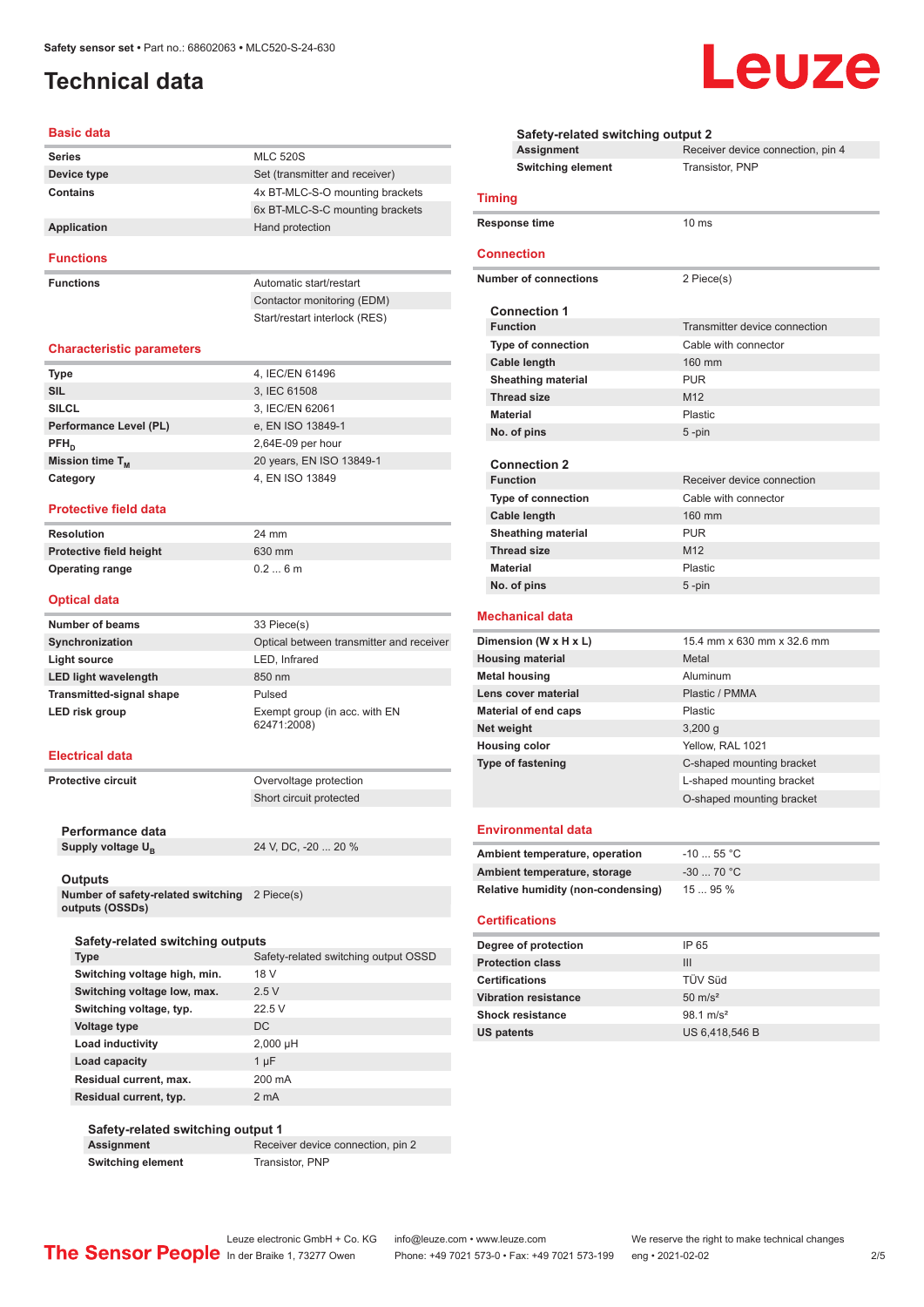# Technical data

Safety sensor set • Part no.: 68602063 • MLC520-S-24-630

## Basic data

| | |
|---|---|
| **Series** | MLC 520S |
| **Device type** | Set (transmitter and receiver) |
| **Contains** | 4x BT-MLC-S-O mounting brackets |
| | 6x BT-MLC-S-C mounting brackets |
| **Application** | Hand protection |

## Functions

| | |
|---|---|
| **Functions** | Automatic start/restart |
| | Contactor monitoring (EDM) |
| | Start/restart interlock (RES) |

## Characteristic parameters

| | |
|---|---|
| **Type** | 4, IEC/EN 61496 |
| **SIL** | 3, IEC 61508 |
| **SILCL** | 3, IEC/EN 62061 |
| **Performance Level (PL)** | e, EN ISO 13849-1 |
| **$PFH_D$** | 2,64E-09 per hour |
| **Mission time $T_M$** | 20 years, EN ISO 13849-1 |
| **Category** | 4, EN ISO 13849 |

## Protective field data

| | |
|---|---|
| **Resolution** | 24 mm |
| **Protective field height** | 630 mm |
| **Operating range** | 0.2 ... 6 m |

## Optical data

| | |
|---|---|
| **Number of beams** | 33 Piece(s) |
| **Synchronization** | Optical between transmitter and receiver |
| **Light source** | LED, Infrared |
| **LED light wavelength** | 850 nm |
| **Transmitted-signal shape** | Pulsed |
| **LED risk group** | Exempt group (in acc. with EN 62471:2008) |

## Electrical data

| | |
|---|---|
| **Protective circuit** | Overvoltage protection |
| | Short circuit protected |

### Performance data

| | |
|---|---|
| **Supply voltage $U_B$** | 24 V, DC, -20 ... 20 % |

### Outputs

| | |
|---|---|
| **Number of safety-related switching outputs (OSSDs)** | 2 Piece(s) |

#### Safety-related switching outputs

| | |
|---|---|
| **Type** | Safety-related switching output OSSD |
| **Switching voltage high, min.** | 18 V |
| **Switching voltage low, max.** | 2.5 V |
| **Switching voltage, typ.** | 22.5 V |
| **Voltage type** | DC |
| **Load inductivity** | 2,000 µH |
| **Load capacity** | 1 µF |
| **Residual current, max.** | 200 mA |
| **Residual current, typ.** | 2 mA |

#### Safety-related switching output 1

| | |
|---|---|
| **Assignment** | Receiver device connection, pin 2 |
| **Switching element** | Transistor, PNP |

#### Safety-related switching output 2

| | |
|---|---|
| **Assignment** | Receiver device connection, pin 4 |
| **Switching element** | Transistor, PNP |

## Timing

| | |
|---|---|
| **Response time** | 10 ms |

## Connection

| | |
|---|---|
| **Number of connections** | 2 Piece(s) |

### Connection 1

| | |
|---|---|
| **Function** | Transmitter device connection |
| **Type of connection** | Cable with connector |
| **Cable length** | 160 mm |
| **Sheathing material** | PUR |
| **Thread size** | M12 |
| **Material** | Plastic |
| **No. of pins** | 5 -pin |

### Connection 2

| | |
|---|---|
| **Function** | Receiver device connection |
| **Type of connection** | Cable with connector |
| **Cable length** | 160 mm |
| **Sheathing material** | PUR |
| **Thread size** | M12 |
| **Material** | Plastic |
| **No. of pins** | 5 -pin |

## Mechanical data

| | |
|---|---|
| **Dimension (W x H x L)** | 15.4 mm x 630 mm x 32.6 mm |
| **Housing material** | Metal |
| **Metal housing** | Aluminum |
| **Lens cover material** | Plastic / PMMA |
| **Material of end caps** | Plastic |
| **Net weight** | 3,200 g |
| **Housing color** | Yellow, RAL 1021 |
| **Type of fastening** | C-shaped mounting bracket |
| | L-shaped mounting bracket |
| | O-shaped mounting bracket |

## Environmental data

| | |
|---|---|
| **Ambient temperature, operation** | -10 ... 55 °C |
| **Ambient temperature, storage** | -30 ... 70 °C |
| **Relative humidity (non-condensing)** | 15 ... 95 % |

## Certifications

| | |
|---|---|
| **Degree of protection** | IP 65 |
| **Protection class** | III |
| **Certifications** | TÜV Süd |
| **Vibration resistance** | 50 m/s² |
| **Shock resistance** | 98.1 m/s² |
| **US patents** | US 6,418,546 B |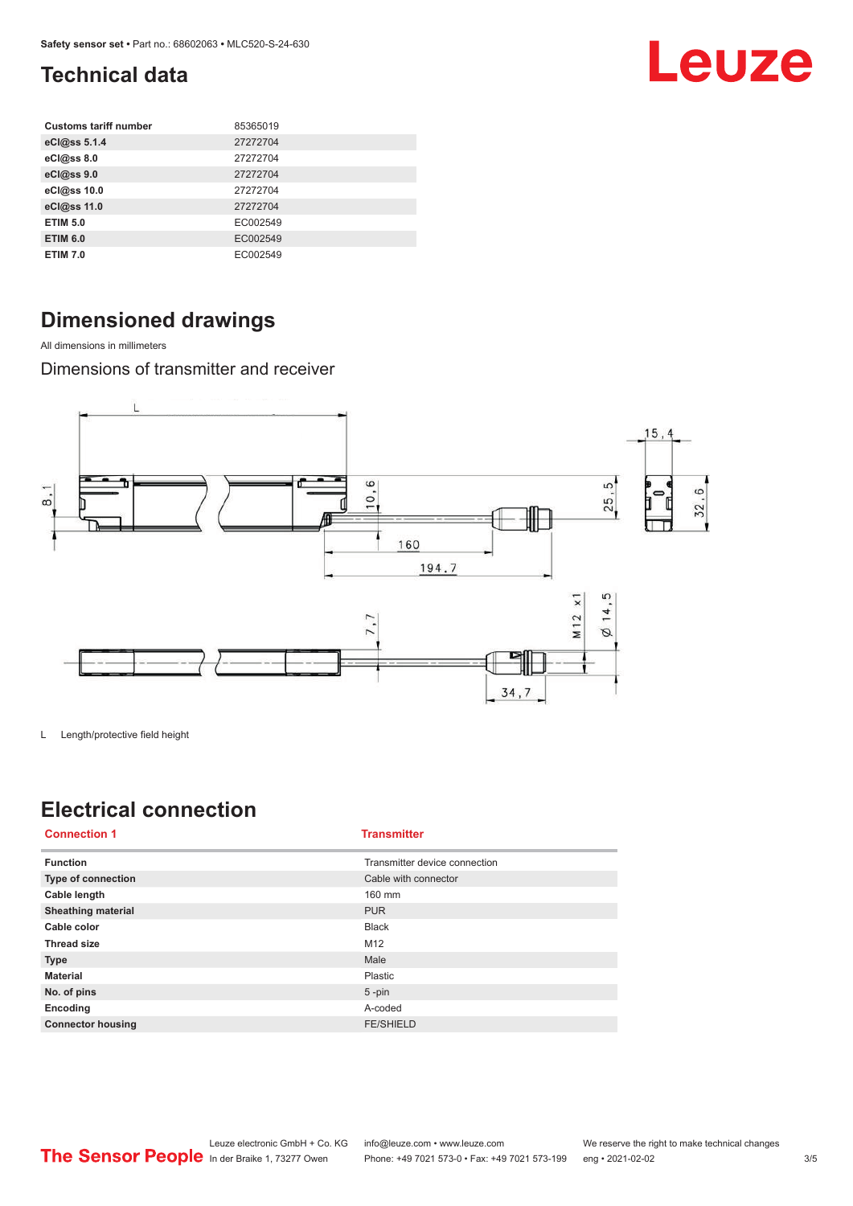# Technical data

| Customs tariff number | 85365019 |
| --- | --- |
| eCl@ss 5.1.4 | 27272704 |
| eCl@ss 8.0 | 27272704 |
| eCl@ss 9.0 | 27272704 |
| eCl@ss 10.0 | 27272704 |
| eCl@ss 11.0 | 27272704 |
| ETIM 5.0 | EC002549 |
| ETIM 6.0 | EC002549 |
| ETIM 7.0 | EC002549 |

# Dimensioned drawings

All dimensions in millimeters

## Dimensions of transmitter and receiver

L Length/protective field height

# Electrical connection

| Connection 1 | Transmitter |
| --- | --- |
| Function | Transmitter device connection |
| Type of connection | Cable with connector |
| Cable length | 160 mm |
| Sheathing material | PUR |
| Cable color | Black |
| Thread size | M12 |
| Type | Male |
| Material | Plastic |
| No. of pins | 5 -pin |
| Encoding | A-coded |
| Connector housing | FE/SHIELD |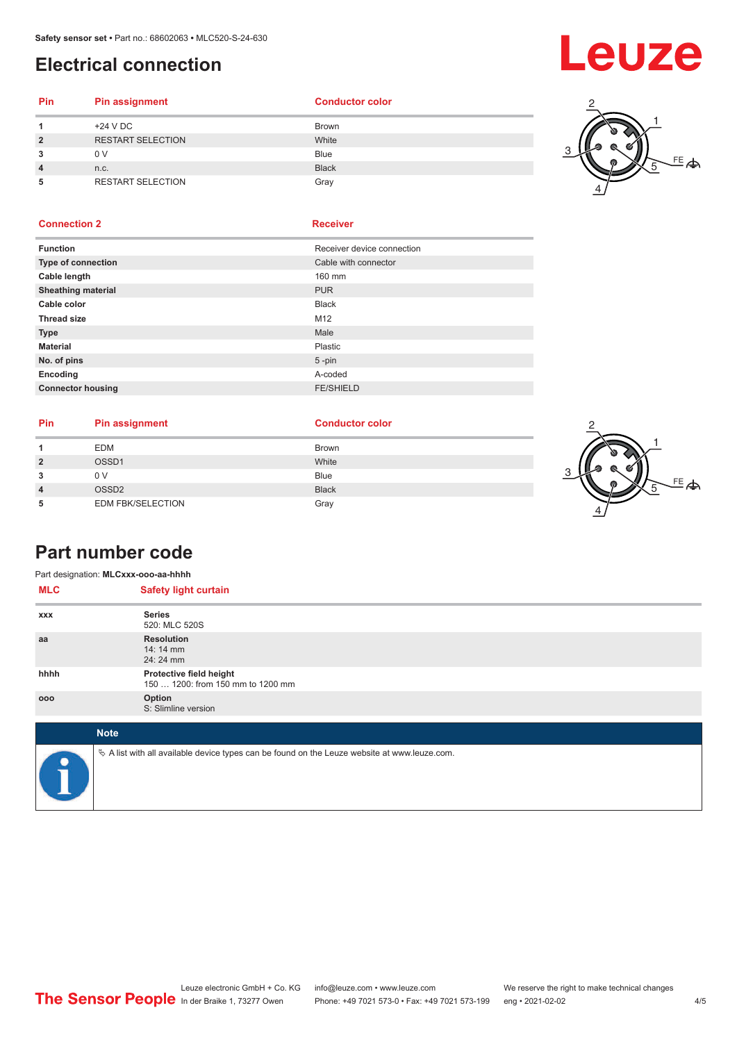## Electrical connection

| Pin | Pin assignment | Conductor color |
|---|---|---|
| 1 | +24 V DC | Brown |
| 2 | RESTART SELECTION | White |
| 3 | 0 V | Blue |
| 4 | n.c. | Black |
| 5 | RESTART SELECTION | Gray |

| Connection 2 | Receiver |
|---|---|
| **Function** | Receiver device connection |
| **Type of connection** | Cable with connector |
| **Cable length** | 160 mm |
| **Sheathing material** | PUR |
| **Cable color** | Black |
| **Thread size** | M12 |
| **Type** | Male |
| **Material** | Plastic |
| **No. of pins** | 5 -pin |
| **Encoding** | A-coded |
| **Connector housing** | FE/SHIELD |

| Pin | Pin assignment | Conductor color |
|---|---|---|
| 1 | EDM | Brown |
| 2 | OSSD1 | White |
| 3 | 0 V | Blue |
| 4 | OSSD2 | Black |
| 5 | EDM FBK/SELECTION | Gray |

## Part number code

Part designation: **MLCxxx-ooo-aa-hhhh**

| MLC | Safety light curtain |
|---|---|
| **xxx** | **Series**<br>520: MLC 520S |
| **aa** | **Resolution**<br>14: 14 mm<br>24: 24 mm |
| **hhhh** | **Protective field height**<br>150 … 1200: from 150 mm to 1200 mm |
| **ooo** | **Option**<br>S: Slimline version |

**Note**

- A list with all available device types can be found on the Leuze website at www.leuze.com.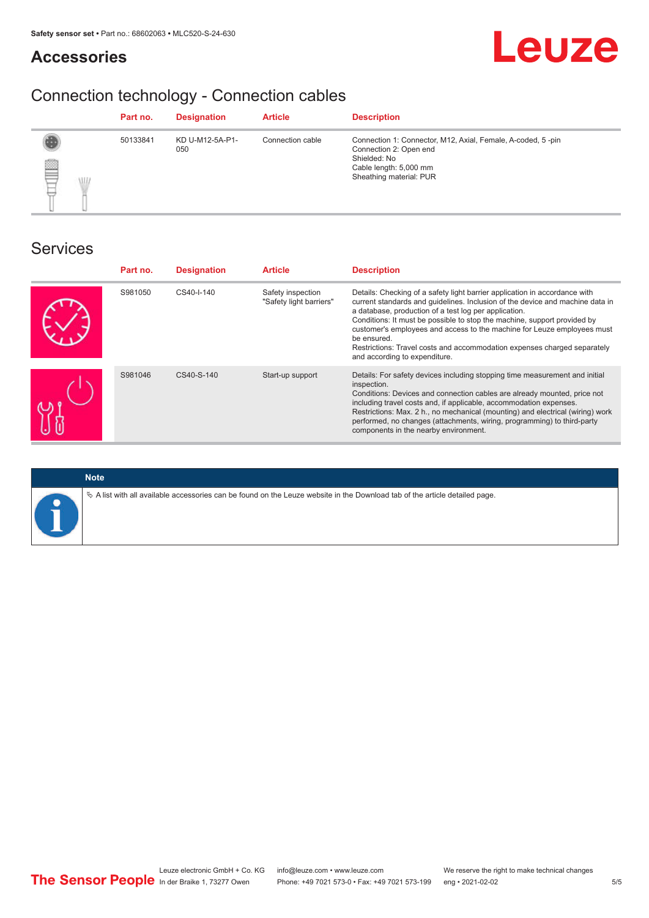## Accessories

# Connection technology - Connection cables

| | Part no. | Designation | Article | Description |
|---|---|---|---|---|
| | 50133841 | KD U-M12-5A-P1-050 | Connection cable | Connection 1: Connector, M12, Axial, Female, A-coded, 5 -pin<br>Connection 2: Open end<br>Shielded: No<br>Cable length: 5,000 mm<br>Sheathing material: PUR |

# Services

| | Part no. | Designation | Article | Description |
|---|---|---|---|---|
| | S981050 | CS40-I-140 | Safety inspection "Safety light barriers" | Details: Checking of a safety light barrier application in accordance with current standards and guidelines. Inclusion of the device and machine data in a database, production of a test log per application.<br>Conditions: It must be possible to stop the machine, support provided by customer's employees and access to the machine for Leuze employees must be ensured.<br>Restrictions: Travel costs and accommodation expenses charged separately and according to expenditure. |
| | S981046 | CS40-S-140 | Start-up support | Details: For safety devices including stopping time measurement and initial inspection.<br>Conditions: Devices and connection cables are already mounted, price not including travel costs and, if applicable, accommodation expenses.<br>Restrictions: Max. 2 h., no mechanical (mounting) and electrical (wiring) work performed, no changes (attachments, wiring, programming) to third-party components in the nearby environment. |

**Note**

↪ A list with all available accessories can be found on the Leuze website in the Download tab of the article detailed page.